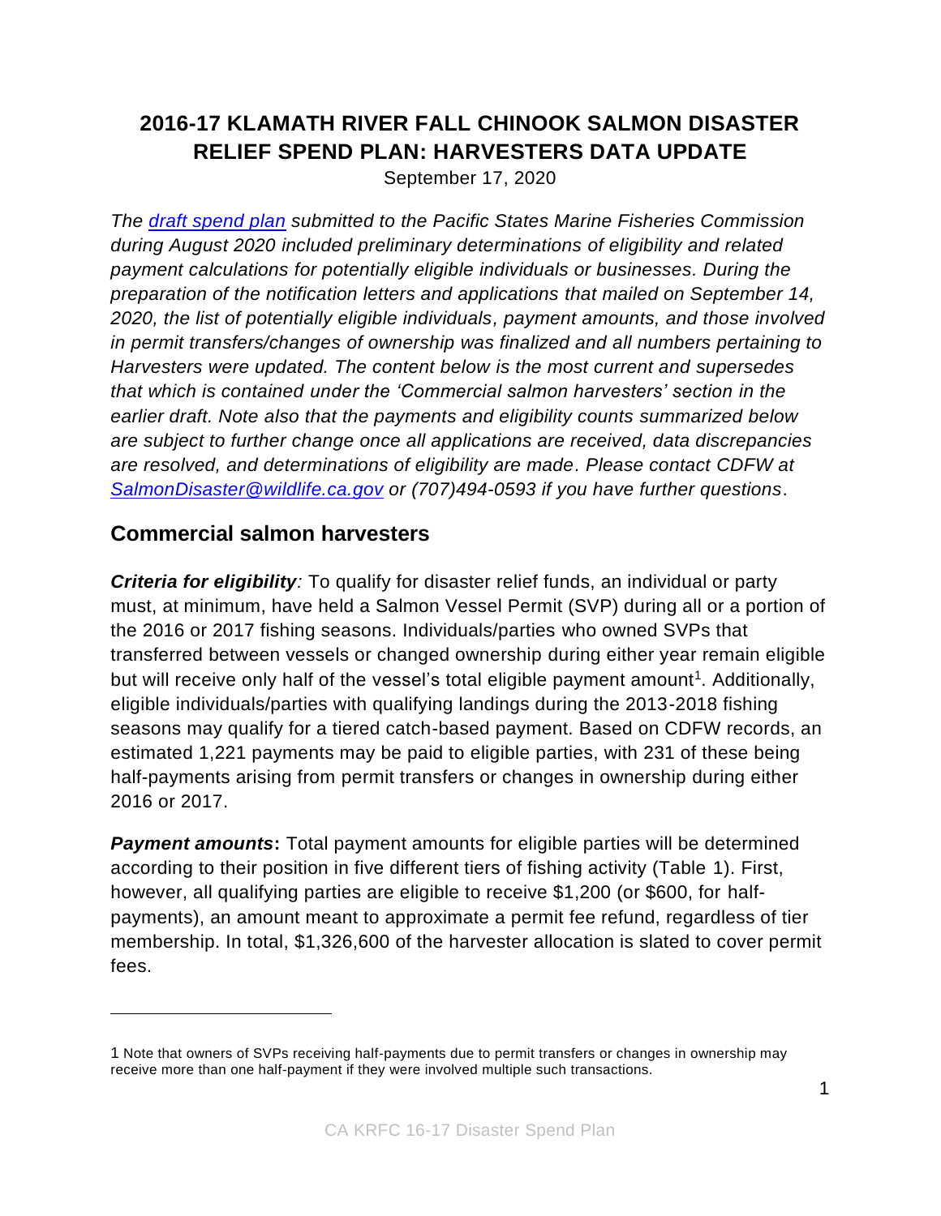# 2016-17 KLAMATH RIVER FALL CHINOOK SALMON DISASTER RELIEF SPEND PLAN: HARVESTERS DATA UPDATE

September 17, 2020

*The [draft spend plan]() submitted to the Pacific States Marine Fisheries Commission during August 2020 included preliminary determinations of eligibility and related payment calculations for potentially eligible individuals or businesses. During the preparation of the notification letters and applications that mailed on September 14, 2020, the list of potentially eligible individuals, payment amounts, and those involved in permit transfers/changes of ownership was finalized and all numbers pertaining to Harvesters were updated. The content below is the most current and supersedes that which is contained under the 'Commercial salmon harvesters' section in the earlier draft. Note also that the payments and eligibility counts summarized below are subject to further change once all applications are received, data discrepancies are resolved, and determinations of eligibility are made. Please contact CDFW at [SalmonDisaster@wildlife.ca.gov]() or (707)494-0593 if you have further questions.*

## Commercial salmon harvesters

***Criteria for eligibility**:* To qualify for disaster relief funds, an individual or party must, at minimum, have held a Salmon Vessel Permit (SVP) during all or a portion of the 2016 or 2017 fishing seasons. Individuals/parties who owned SVPs that transferred between vessels or changed ownership during either year remain eligible but will receive only half of the vessel's total eligible payment amount[1]. Additionally, eligible individuals/parties with qualifying landings during the 2013-2018 fishing seasons may qualify for a tiered catch-based payment. Based on CDFW records, an estimated 1,221 payments may be paid to eligible parties, with 231 of these being half-payments arising from permit transfers or changes in ownership during either 2016 or 2017.

***Payment amounts*:** Total payment amounts for eligible parties will be determined according to their position in five different tiers of fishing activity (Table 1). First, however, all qualifying parties are eligible to receive $1,200 (or $600, for half-payments), an amount meant to approximate a permit fee refund, regardless of tier membership. In total, $1,326,600 of the harvester allocation is slated to cover permit fees.

---

1 Note that owners of SVPs receiving half-payments due to permit transfers or changes in ownership may receive more than one half-payment if they were involved multiple such transactions.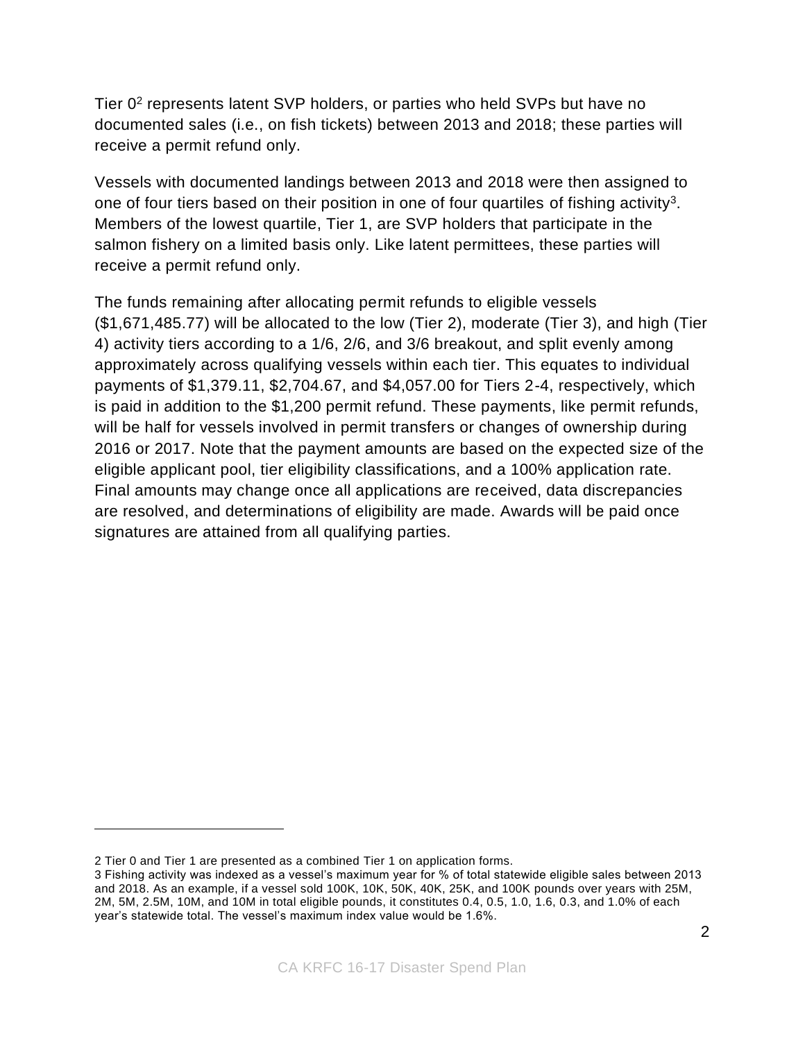Tier 0[2] represents latent SVP holders, or parties who held SVPs but have no documented sales (i.e., on fish tickets) between 2013 and 2018; these parties will receive a permit refund only.

Vessels with documented landings between 2013 and 2018 were then assigned to one of four tiers based on their position in one of four quartiles of fishing activity[3]. Members of the lowest quartile, Tier 1, are SVP holders that participate in the salmon fishery on a limited basis only. Like latent permittees, these parties will receive a permit refund only.

The funds remaining after allocating permit refunds to eligible vessels ($1,671,485.77) will be allocated to the low (Tier 2), moderate (Tier 3), and high (Tier 4) activity tiers according to a 1/6, 2/6, and 3/6 breakout, and split evenly among approximately across qualifying vessels within each tier. This equates to individual payments of $1,379.11, $2,704.67, and $4,057.00 for Tiers 2-4, respectively, which is paid in addition to the $1,200 permit refund. These payments, like permit refunds, will be half for vessels involved in permit transfers or changes of ownership during 2016 or 2017. Note that the payment amounts are based on the expected size of the eligible applicant pool, tier eligibility classifications, and a 100% application rate. Final amounts may change once all applications are received, data discrepancies are resolved, and determinations of eligibility are made. Awards will be paid once signatures are attained from all qualifying parties.

---

2 Tier 0 and Tier 1 are presented as a combined Tier 1 on application forms.

3 Fishing activity was indexed as a vessel's maximum year for % of total statewide eligible sales between 2013 and 2018. As an example, if a vessel sold 100K, 10K, 50K, 40K, 25K, and 100K pounds over years with 25M, 2M, 5M, 2.5M, 10M, and 10M in total eligible pounds, it constitutes 0.4, 0.5, 1.0, 1.6, 0.3, and 1.0% of each year's statewide total. The vessel's maximum index value would be 1.6%.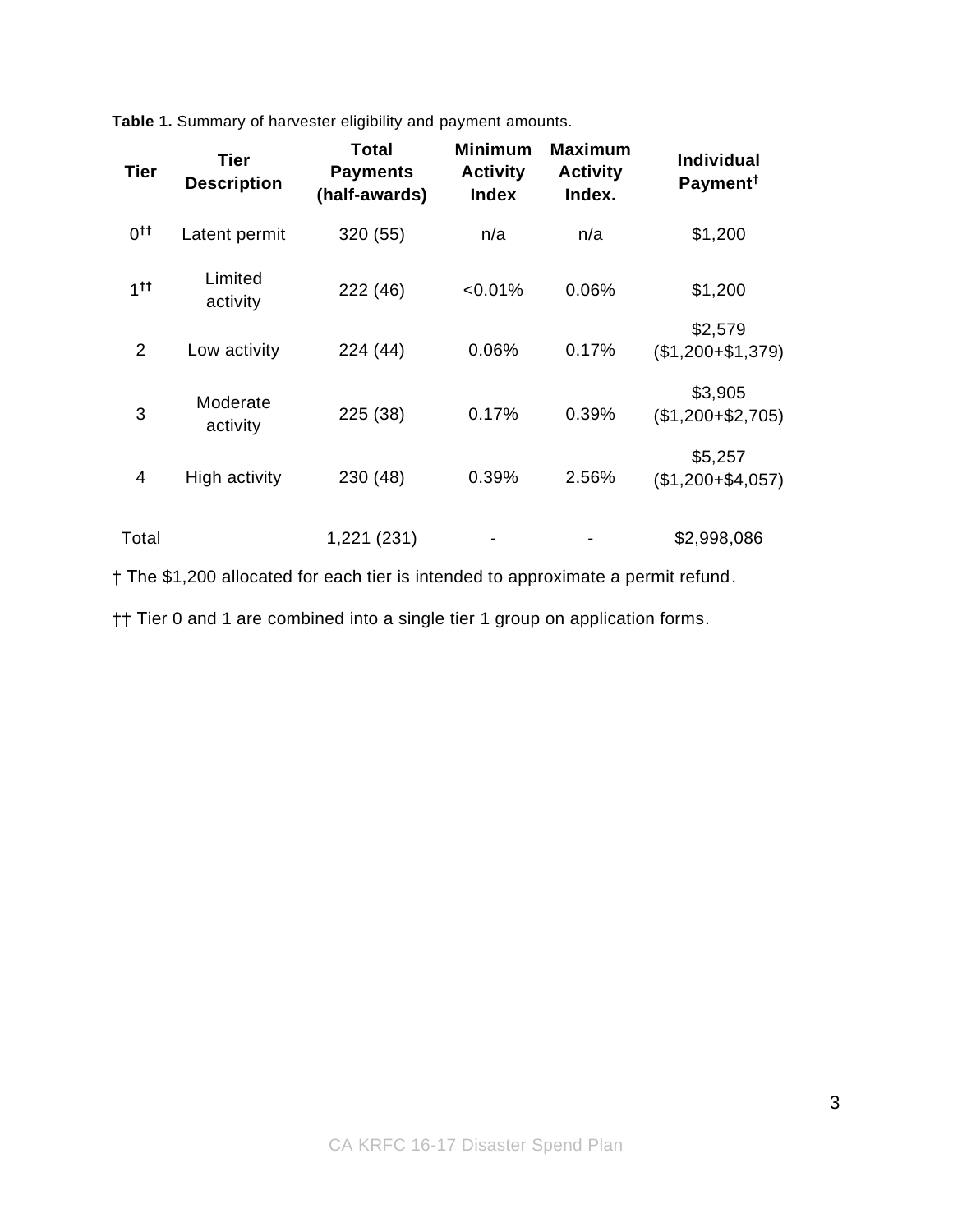**Table 1.** Summary of harvester eligibility and payment amounts.

| Tier | Tier Description | Total Payments (half-awards) | Minimum Activity Index | Maximum Activity Index. | Individual Payment† |
|---|---|---|---|---|---|
| 0†† | Latent permit | 320 (55) | n/a | n/a | $1,200 |
| 1†† | Limited activity | 222 (46) | <0.01% | 0.06% | $1,200 |
| 2 | Low activity | 224 (44) | 0.06% | 0.17% | $2,579 ($1,200+$1,379) |
| 3 | Moderate activity | 225 (38) | 0.17% | 0.39% | $3,905 ($1,200+$2,705) |
| 4 | High activity | 230 (48) | 0.39% | 2.56% | $5,257 ($1,200+$4,057) |
| Total | | 1,221 (231) | - | - | $2,998,086 |

† The $1,200 allocated for each tier is intended to approximate a permit refund.

†† Tier 0 and 1 are combined into a single tier 1 group on application forms.